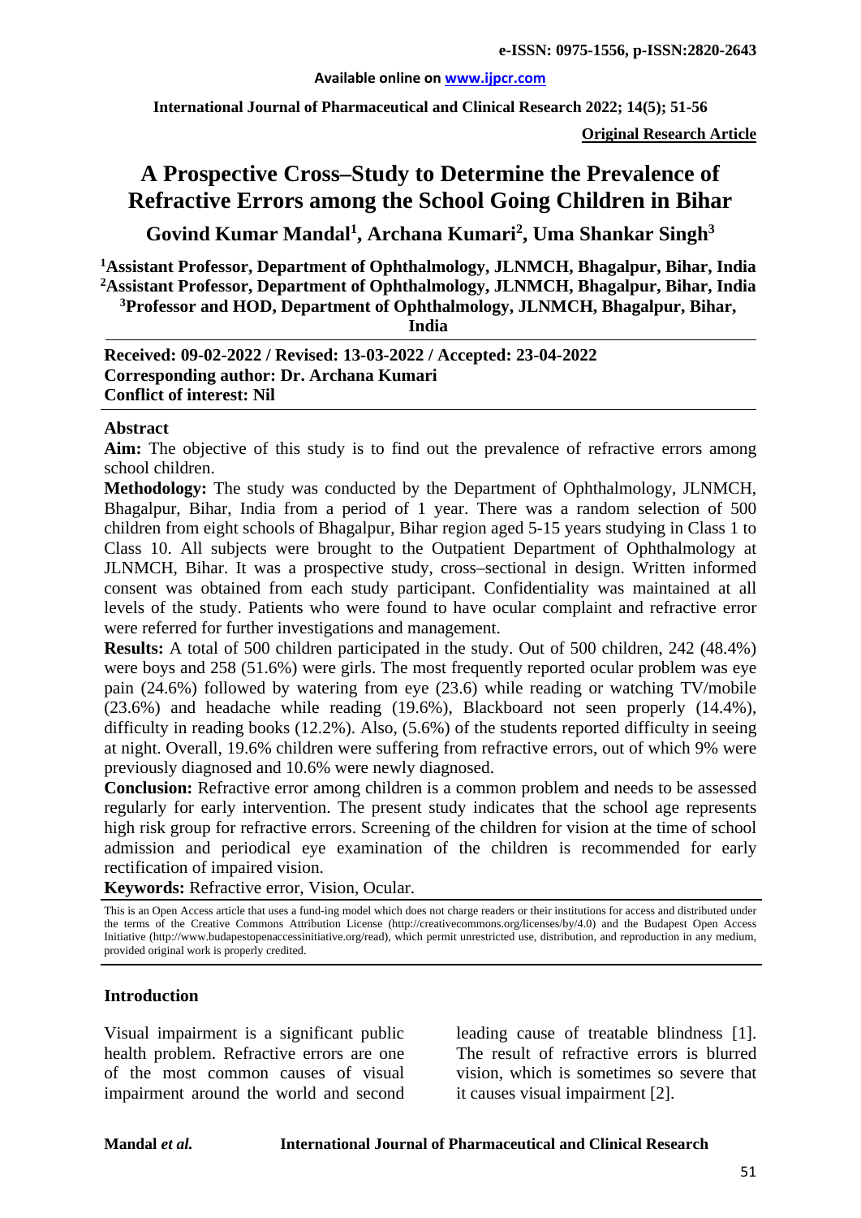# A Prospective Cross–Study to Determine the Prevalence of Refractive Errors among the School Going Children in Bihar

**Govind Kumar Mandal[1], Archana Kumari[2], Uma Shankar Singh[3]**

**[1]Assistant Professor, Department of Ophthalmology, JLNMCH, Bhagalpur, Bihar, India**
**[2]Assistant Professor, Department of Ophthalmology, JLNMCH, Bhagalpur, Bihar, India**
**[3]Professor and HOD, Department of Ophthalmology, JLNMCH, Bhagalpur, Bihar, India**

**Received: 09-02-2022 / Revised: 13-03-2022 / Accepted: 23-04-2022**
**Corresponding author: Dr. Archana Kumari**
**Conflict of interest: Nil**

## Abstract

**Aim:** The objective of this study is to find out the prevalence of refractive errors among school children.

**Methodology:** The study was conducted by the Department of Ophthalmology, JLNMCH, Bhagalpur, Bihar, India from a period of 1 year. There was a random selection of 500 children from eight schools of Bhagalpur, Bihar region aged 5-15 years studying in Class 1 to Class 10. All subjects were brought to the Outpatient Department of Ophthalmology at JLNMCH, Bihar. It was a prospective study, cross–sectional in design. Written informed consent was obtained from each study participant. Confidentiality was maintained at all levels of the study. Patients who were found to have ocular complaint and refractive error were referred for further investigations and management.

**Results:** A total of 500 children participated in the study. Out of 500 children, 242 (48.4%) were boys and 258 (51.6%) were girls. The most frequently reported ocular problem was eye pain (24.6%) followed by watering from eye (23.6) while reading or watching TV/mobile (23.6%) and headache while reading (19.6%), Blackboard not seen properly (14.4%), difficulty in reading books (12.2%). Also, (5.6%) of the students reported difficulty in seeing at night. Overall, 19.6% children were suffering from refractive errors, out of which 9% were previously diagnosed and 10.6% were newly diagnosed.

**Conclusion:** Refractive error among children is a common problem and needs to be assessed regularly for early intervention. The present study indicates that the school age represents high risk group for refractive errors. Screening of the children for vision at the time of school admission and periodical eye examination of the children is recommended for early rectification of impaired vision.

**Keywords:** Refractive error, Vision, Ocular.

This is an Open Access article that uses a fund-ing model which does not charge readers or their institutions for access and distributed under the terms of the Creative Commons Attribution License (http://creativecommons.org/licenses/by/4.0) and the Budapest Open Access Initiative (http://www.budapestopenaccessinitiative.org/read), which permit unrestricted use, distribution, and reproduction in any medium, provided original work is properly credited.

## Introduction

Visual impairment is a significant public health problem. Refractive errors are one of the most common causes of visual impairment around the world and second leading cause of treatable blindness [1]. The result of refractive errors is blurred vision, which is sometimes so severe that it causes visual impairment [2].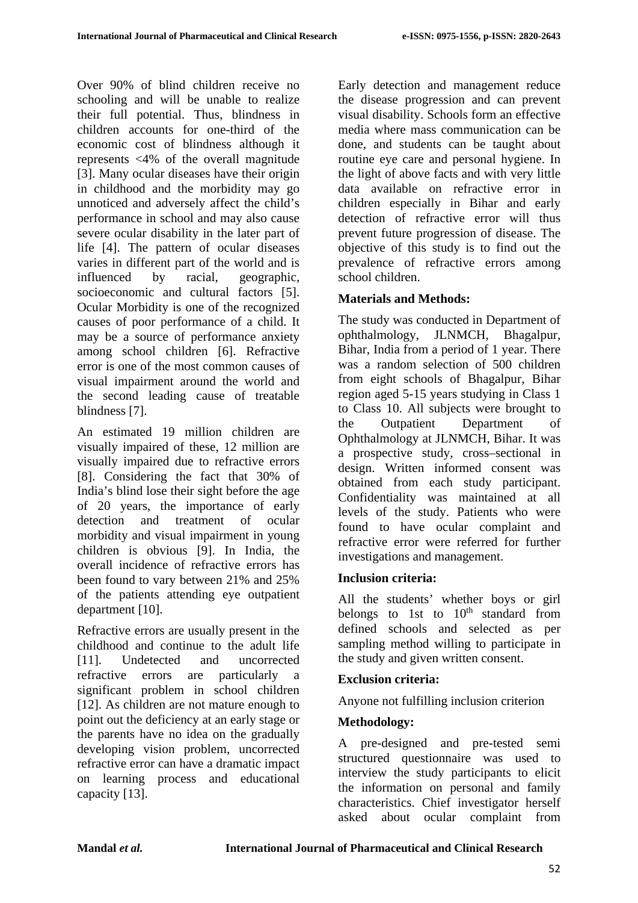Over 90% of blind children receive no schooling and will be unable to realize their full potential. Thus, blindness in children accounts for one-third of the economic cost of blindness although it represents <4% of the overall magnitude [3]. Many ocular diseases have their origin in childhood and the morbidity may go unnoticed and adversely affect the child's performance in school and may also cause severe ocular disability in the later part of life [4]. The pattern of ocular diseases varies in different part of the world and is influenced by racial, geographic, socioeconomic and cultural factors [5]. Ocular Morbidity is one of the recognized causes of poor performance of a child. It may be a source of performance anxiety among school children [6]. Refractive error is one of the most common causes of visual impairment around the world and the second leading cause of treatable blindness [7].

An estimated 19 million children are visually impaired of these, 12 million are visually impaired due to refractive errors [8]. Considering the fact that 30% of India's blind lose their sight before the age of 20 years, the importance of early detection and treatment of ocular morbidity and visual impairment in young children is obvious [9]. In India, the overall incidence of refractive errors has been found to vary between 21% and 25% of the patients attending eye outpatient department [10].

Refractive errors are usually present in the childhood and continue to the adult life [11]. Undetected and uncorrected refractive errors are particularly a significant problem in school children [12]. As children are not mature enough to point out the deficiency at an early stage or the parents have no idea on the gradually developing vision problem, uncorrected refractive error can have a dramatic impact on learning process and educational capacity [13].

Early detection and management reduce the disease progression and can prevent visual disability. Schools form an effective media where mass communication can be done, and students can be taught about routine eye care and personal hygiene. In the light of above facts and with very little data available on refractive error in children especially in Bihar and early detection of refractive error will thus prevent future progression of disease. The objective of this study is to find out the prevalence of refractive errors among school children.

## Materials and Methods:

The study was conducted in Department of ophthalmology, JLNMCH, Bhagalpur, Bihar, India from a period of 1 year. There was a random selection of 500 children from eight schools of Bhagalpur, Bihar region aged 5-15 years studying in Class 1 to Class 10. All subjects were brought to the Outpatient Department of Ophthalmology at JLNMCH, Bihar. It was a prospective study, cross–sectional in design. Written informed consent was obtained from each study participant. Confidentiality was maintained at all levels of the study. Patients who were found to have ocular complaint and refractive error were referred for further investigations and management.

### Inclusion criteria:

All the students' whether boys or girl belongs to 1st to 10$^{th}$ standard from defined schools and selected as per sampling method willing to participate in the study and given written consent.

### Exclusion criteria:

Anyone not fulfilling inclusion criterion

### Methodology:

A pre-designed and pre-tested semi structured questionnaire was used to interview the study participants to elicit the information on personal and family characteristics. Chief investigator herself asked about ocular complaint from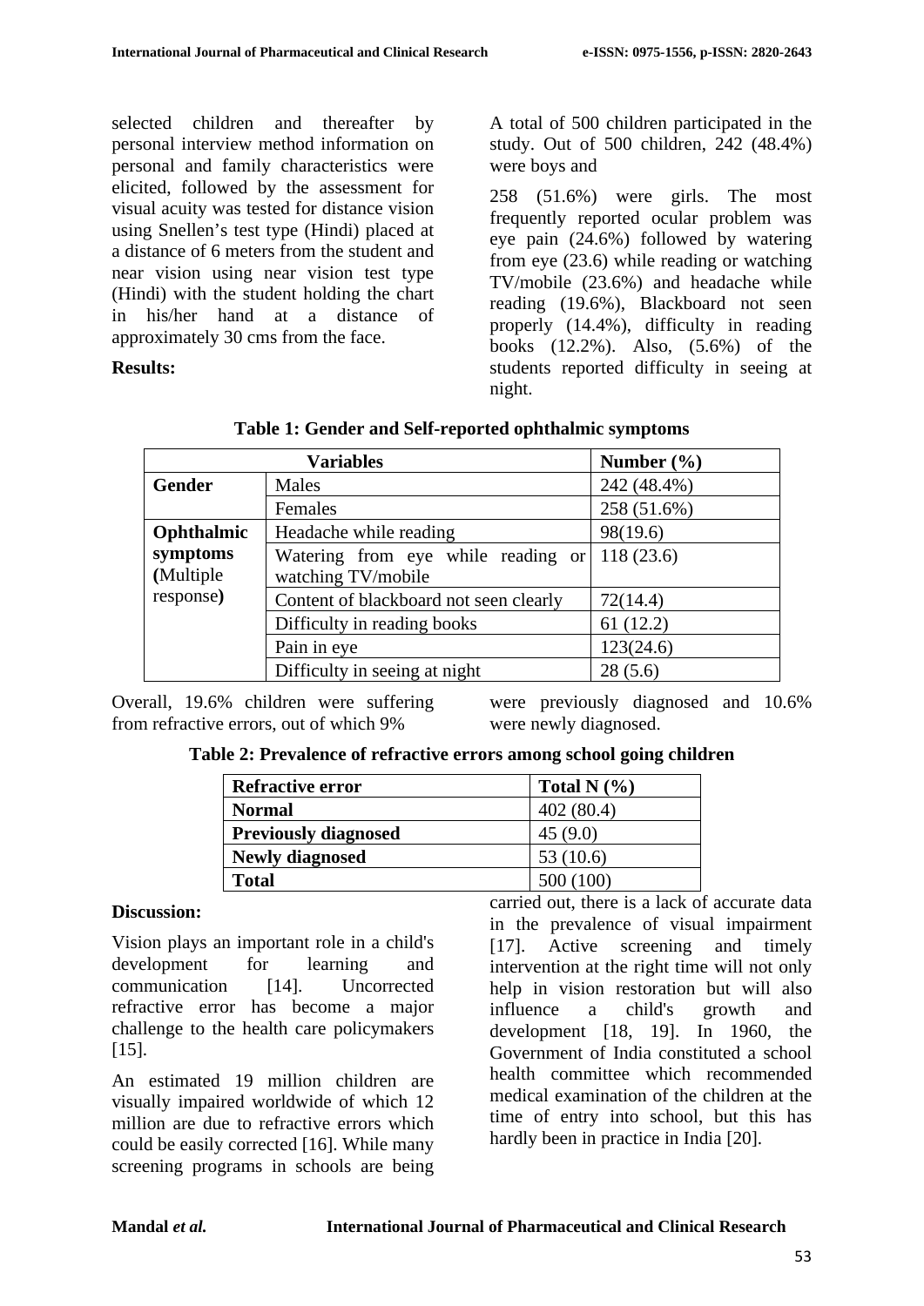selected children and thereafter by personal interview method information on personal and family characteristics were elicited, followed by the assessment for visual acuity was tested for distance vision using Snellen's test type (Hindi) placed at a distance of 6 meters from the student and near vision using near vision test type (Hindi) with the student holding the chart in his/her hand at a distance of approximately 30 cms from the face.

**Results:**

A total of 500 children participated in the study. Out of 500 children, 242 (48.4%) were boys and

258 (51.6%) were girls. The most frequently reported ocular problem was eye pain (24.6%) followed by watering from eye (23.6) while reading or watching TV/mobile (23.6%) and headache while reading (19.6%), Blackboard not seen properly (14.4%), difficulty in reading books (12.2%). Also, (5.6%) of the students reported difficulty in seeing at night.

**Table 1: Gender and Self-reported ophthalmic symptoms**

| **Variables** | | **Number (%)** |
|---|---|---|
| **Gender** | Males | 242 (48.4%) |
| | Females | 258 (51.6%) |
| **Ophthalmic symptoms (**Multiple response**)** | Headache while reading | 98(19.6) |
| | Watering from eye while reading or watching TV/mobile | 118 (23.6) |
| | Content of blackboard not seen clearly | 72(14.4) |
| | Difficulty in reading books | 61 (12.2) |
| | Pain in eye | 123(24.6) |
| | Difficulty in seeing at night | 28 (5.6) |

Overall, 19.6% children were suffering from refractive errors, out of which 9% were previously diagnosed and 10.6% were newly diagnosed.

**Table 2: Prevalence of refractive errors among school going children**

| **Refractive error** | **Total N (%)** |
|---|---|
| **Normal** | 402 (80.4) |
| **Previously diagnosed** | 45 (9.0) |
| **Newly diagnosed** | 53 (10.6) |
| **Total** | 500 (100) |

**Discussion:**

Vision plays an important role in a child's development for learning and communication [14]. Uncorrected refractive error has become a major challenge to the health care policymakers [15].

An estimated 19 million children are visually impaired worldwide of which 12 million are due to refractive errors which could be easily corrected [16]. While many screening programs in schools are being carried out, there is a lack of accurate data in the prevalence of visual impairment [17]. Active screening and timely intervention at the right time will not only help in vision restoration but will also influence a child's growth and development [18, 19]. In 1960, the Government of India constituted a school health committee which recommended medical examination of the children at the time of entry into school, but this has hardly been in practice in India [20].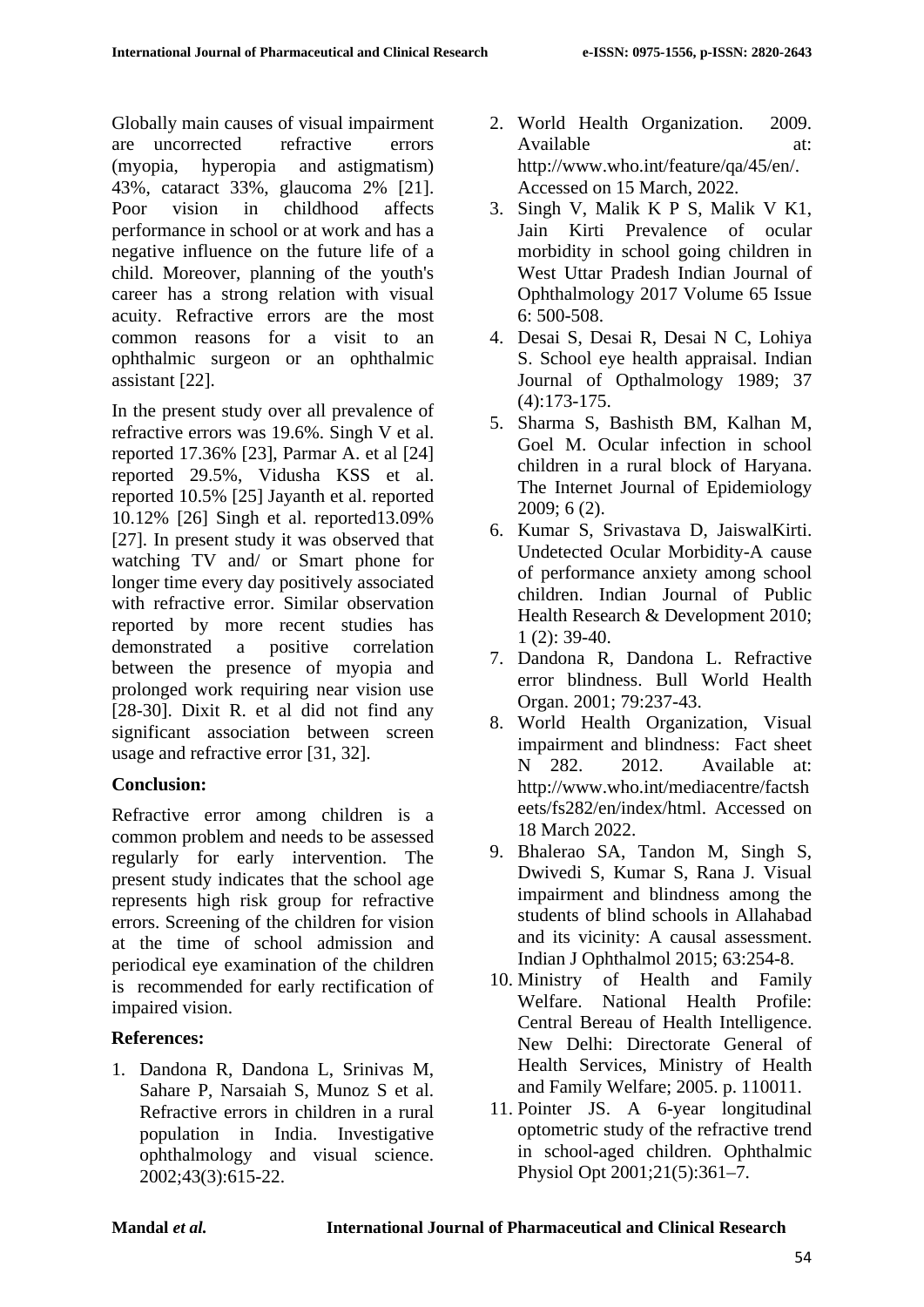Globally main causes of visual impairment are uncorrected refractive errors (myopia, hyperopia and astigmatism) 43%, cataract 33%, glaucoma 2% [21]. Poor vision in childhood affects performance in school or at work and has a negative influence on the future life of a child. Moreover, planning of the youth's career has a strong relation with visual acuity. Refractive errors are the most common reasons for a visit to an ophthalmic surgeon or an ophthalmic assistant [22].

In the present study over all prevalence of refractive errors was 19.6%. Singh V et al. reported 17.36% [23], Parmar A. et al [24] reported 29.5%, Vidusha KSS et al. reported 10.5% [25] Jayanth et al. reported 10.12% [26] Singh et al. reported13.09% [27]. In present study it was observed that watching TV and/ or Smart phone for longer time every day positively associated with refractive error. Similar observation reported by more recent studies has demonstrated a positive correlation between the presence of myopia and prolonged work requiring near vision use [28-30]. Dixit R. et al did not find any significant association between screen usage and refractive error [31, 32].

## Conclusion:

Refractive error among children is a common problem and needs to be assessed regularly for early intervention. The present study indicates that the school age represents high risk group for refractive errors. Screening of the children for vision at the time of school admission and periodical eye examination of the children is recommended for early rectification of impaired vision.

## References:

1. Dandona R, Dandona L, Srinivas M, Sahare P, Narsaiah S, Munoz S et al. Refractive errors in children in a rural population in India. Investigative ophthalmology and visual science. 2002;43(3):615-22.
2. World Health Organization. 2009. Available at: http://www.who.int/feature/qa/45/en/. Accessed on 15 March, 2022.
3. Singh V, Malik K P S, Malik V K1, Jain Kirti Prevalence of ocular morbidity in school going children in West Uttar Pradesh Indian Journal of Ophthalmology 2017 Volume 65 Issue 6: 500-508.
4. Desai S, Desai R, Desai N C, Lohiya S. School eye health appraisal. Indian Journal of Opthalmology 1989; 37 (4):173-175.
5. Sharma S, Bashisth BM, Kalhan M, Goel M. Ocular infection in school children in a rural block of Haryana. The Internet Journal of Epidemiology 2009; 6 (2).
6. Kumar S, Srivastava D, JaiswalKirti. Undetected Ocular Morbidity-A cause of performance anxiety among school children. Indian Journal of Public Health Research & Development 2010; 1 (2): 39-40.
7. Dandona R, Dandona L. Refractive error blindness. Bull World Health Organ. 2001; 79:237-43.
8. World Health Organization, Visual impairment and blindness: Fact sheet N 282. 2012. Available at: http://www.who.int/mediacentre/factsheets/fs282/en/index/html. Accessed on 18 March 2022.
9. Bhalerao SA, Tandon M, Singh S, Dwivedi S, Kumar S, Rana J. Visual impairment and blindness among the students of blind schools in Allahabad and its vicinity: A causal assessment. Indian J Ophthalmol 2015; 63:254-8.
10. Ministry of Health and Family Welfare. National Health Profile: Central Bereau of Health Intelligence. New Delhi: Directorate General of Health Services, Ministry of Health and Family Welfare; 2005. p. 110011.
11. Pointer JS. A 6-year longitudinal optometric study of the refractive trend in school-aged children. Ophthalmic Physiol Opt 2001;21(5):361–7.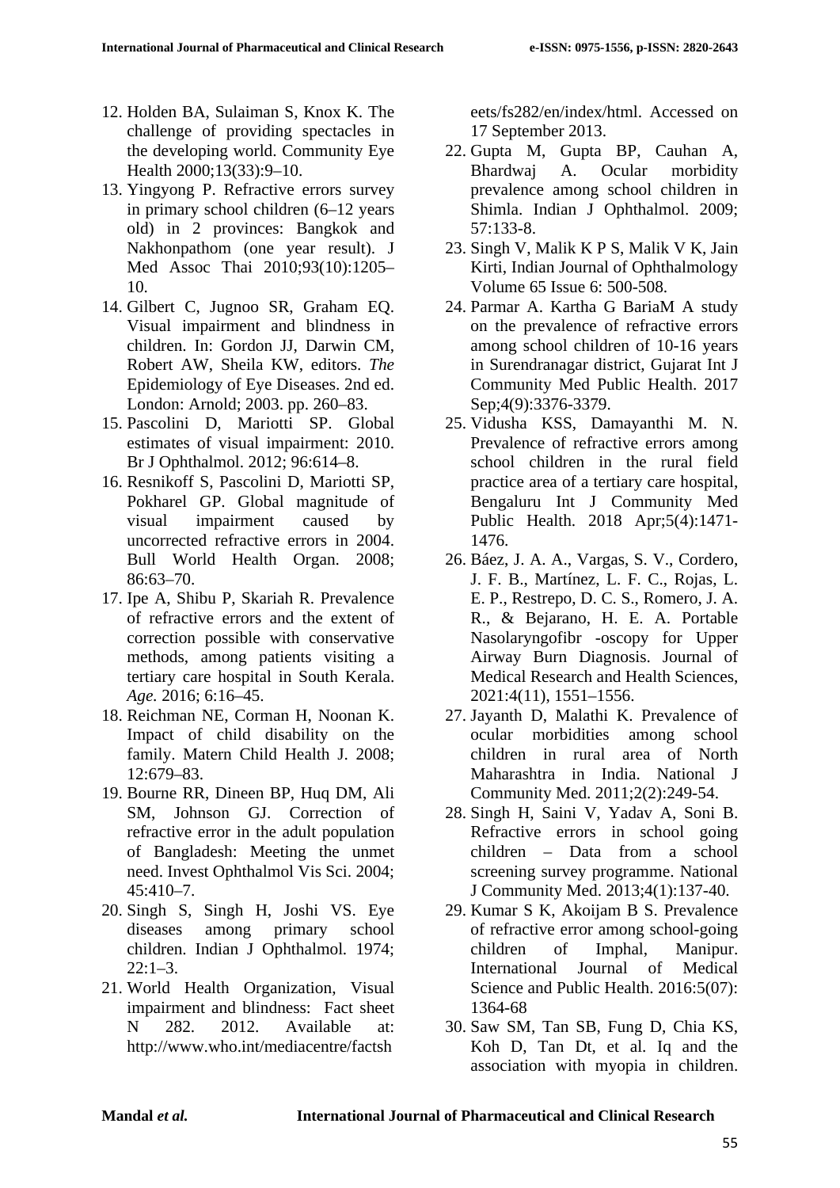12. Holden BA, Sulaiman S, Knox K. The challenge of providing spectacles in the developing world. Community Eye Health 2000;13(33):9–10.
13. Yingyong P. Refractive errors survey in primary school children (6–12 years old) in 2 provinces: Bangkok and Nakhonpathom (one year result). J Med Assoc Thai 2010;93(10):1205–10.
14. Gilbert C, Jugnoo SR, Graham EQ. Visual impairment and blindness in children. In: Gordon JJ, Darwin CM, Robert AW, Sheila KW, editors. *The* Epidemiology of Eye Diseases. 2nd ed. London: Arnold; 2003. pp. 260–83.
15. Pascolini D, Mariotti SP. Global estimates of visual impairment: 2010. Br J Ophthalmol. 2012; 96:614–8.
16. Resnikoff S, Pascolini D, Mariotti SP, Pokharel GP. Global magnitude of visual impairment caused by uncorrected refractive errors in 2004. Bull World Health Organ. 2008; 86:63–70.
17. Ipe A, Shibu P, Skariah R. Prevalence of refractive errors and the extent of correction possible with conservative methods, among patients visiting a tertiary care hospital in South Kerala. *Age.* 2016; 6:16–45.
18. Reichman NE, Corman H, Noonan K. Impact of child disability on the family. Matern Child Health J. 2008; 12:679–83.
19. Bourne RR, Dineen BP, Huq DM, Ali SM, Johnson GJ. Correction of refractive error in the adult population of Bangladesh: Meeting the unmet need. Invest Ophthalmol Vis Sci. 2004; 45:410–7.
20. Singh S, Singh H, Joshi VS. Eye diseases among primary school children. Indian J Ophthalmol. 1974; 22:1–3.
21. World Health Organization, Visual impairment and blindness: Fact sheet N 282. 2012. Available at: http://www.who.int/mediacentre/factsheets/fs282/en/index/html. Accessed on 17 September 2013.
22. Gupta M, Gupta BP, Cauhan A, Bhardwaj A. Ocular morbidity prevalence among school children in Shimla. Indian J Ophthalmol. 2009; 57:133-8.
23. Singh V, Malik K P S, Malik V K, Jain Kirti, Indian Journal of Ophthalmology Volume 65 Issue 6: 500-508.
24. Parmar A. Kartha G BariaM A study on the prevalence of refractive errors among school children of 10-16 years in Surendranagar district, Gujarat Int J Community Med Public Health. 2017 Sep;4(9):3376-3379.
25. Vidusha KSS, Damayanthi M. N. Prevalence of refractive errors among school children in the rural field practice area of a tertiary care hospital, Bengaluru Int J Community Med Public Health. 2018 Apr;5(4):1471-1476.
26. Báez, J. A. A., Vargas, S. V., Cordero, J. F. B., Martínez, L. F. C., Rojas, L. E. P., Restrepo, D. C. S., Romero, J. A. R., & Bejarano, H. E. A. Portable Nasolaryngofibr -oscopy for Upper Airway Burn Diagnosis. Journal of Medical Research and Health Sciences, 2021:4(11), 1551–1556.
27. Jayanth D, Malathi K. Prevalence of ocular morbidities among school children in rural area of North Maharashtra in India. National J Community Med. 2011;2(2):249-54.
28. Singh H, Saini V, Yadav A, Soni B. Refractive errors in school going children – Data from a school screening survey programme. National J Community Med. 2013;4(1):137-40.
29. Kumar S K, Akoijam B S. Prevalence of refractive error among school-going children of Imphal, Manipur. International Journal of Medical Science and Public Health. 2016:5(07): 1364-68
30. Saw SM, Tan SB, Fung D, Chia KS, Koh D, Tan Dt, et al. Iq and the association with myopia in children.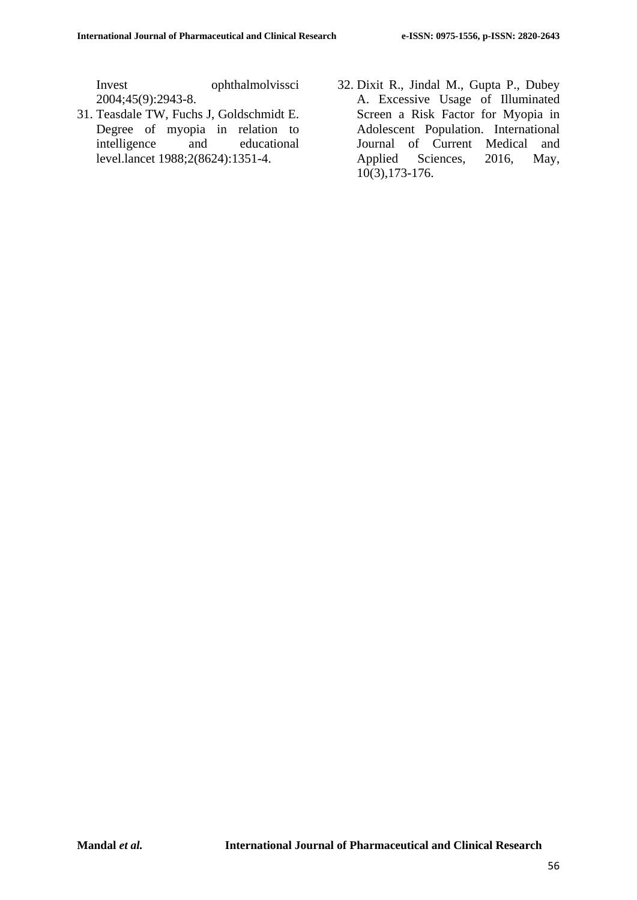Invest ophthalmolvissci 2004;45(9):2943-8.

31. Teasdale TW, Fuchs J, Goldschmidt E. Degree of myopia in relation to intelligence and educational level.lancet 1988;2(8624):1351-4.
32. Dixit R., Jindal M., Gupta P., Dubey A. Excessive Usage of Illuminated Screen a Risk Factor for Myopia in Adolescent Population. International Journal of Current Medical and Applied Sciences, 2016, May, 10(3),173-176.